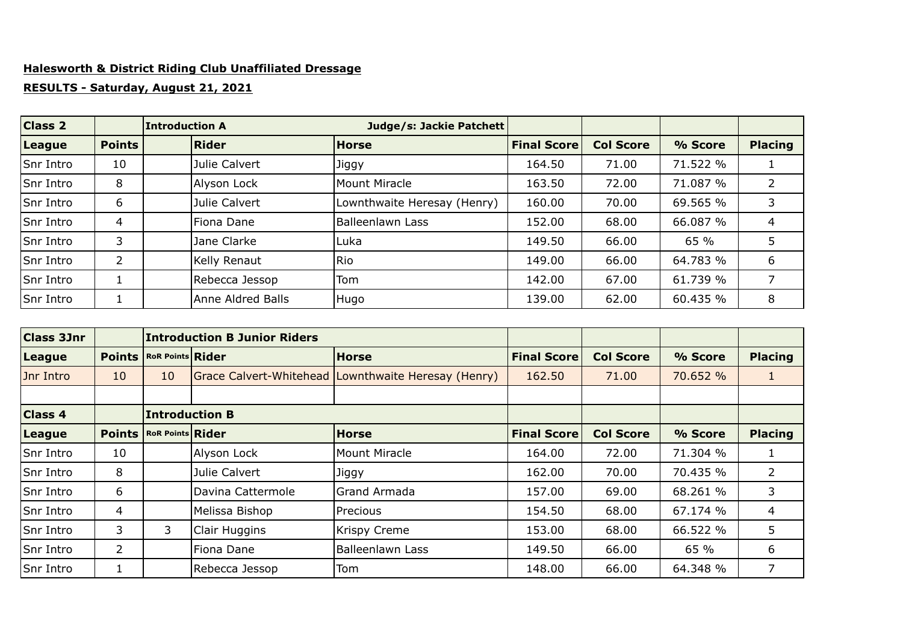**Halesworth & District Riding Club Unaffiliated Dressage**

**RESULTS - Saturday, August 21, 2021**

| Class 2 | | Introduction A | | Judge/s: Jackie Patchett | | | | |
|---|---|---|---|---|---|---|---|---|
| League | Points | | Rider | Horse | Final Score | Col Score | % Score | Placing |
| Snr Intro | 10 | | Julie Calvert | Jiggy | 164.50 | 71.00 | 71.522 % | 1 |
| Snr Intro | 8 | | Alyson Lock | Mount Miracle | 163.50 | 72.00 | 71.087 % | 2 |
| Snr Intro | 6 | | Julie Calvert | Lownthwaite Heresay (Henry) | 160.00 | 70.00 | 69.565 % | 3 |
| Snr Intro | 4 | | Fiona Dane | Balleenlawn Lass | 152.00 | 68.00 | 66.087 % | 4 |
| Snr Intro | 3 | | Jane Clarke | Luka | 149.50 | 66.00 | 65 % | 5 |
| Snr Intro | 2 | | Kelly Renaut | Rio | 149.00 | 66.00 | 64.783 % | 6 |
| Snr Intro | 1 | | Rebecca Jessop | Tom | 142.00 | 67.00 | 61.739 % | 7 |
| Snr Intro | 1 | | Anne Aldred Balls | Hugo | 139.00 | 62.00 | 60.435 % | 8 |

| Class 3Jnr | | Introduction B Junior Riders | | | | | | |
|---|---|---|---|---|---|---|---|---|
| League | Points | RoR Points | Rider | Horse | Final Score | Col Score | % Score | Placing |
| Jnr Intro | 10 | 10 | Grace Calvert-Whitehead | Lownthwaite Heresay (Henry) | 162.50 | 71.00 | 70.652 % | 1 |

| Class 4 | | Introduction B | | | | | | |
|---|---|---|---|---|---|---|---|---|
| League | Points | RoR Points | Rider | Horse | Final Score | Col Score | % Score | Placing |
| Snr Intro | 10 | | Alyson Lock | Mount Miracle | 164.00 | 72.00 | 71.304 % | 1 |
| Snr Intro | 8 | | Julie Calvert | Jiggy | 162.00 | 70.00 | 70.435 % | 2 |
| Snr Intro | 6 | | Davina Cattermole | Grand Armada | 157.00 | 69.00 | 68.261 % | 3 |
| Snr Intro | 4 | | Melissa Bishop | Precious | 154.50 | 68.00 | 67.174 % | 4 |
| Snr Intro | 3 | 3 | Clair Huggins | Krispy Creme | 153.00 | 68.00 | 66.522 % | 5 |
| Snr Intro | 2 | | Fiona Dane | Balleenlawn Lass | 149.50 | 66.00 | 65 % | 6 |
| Snr Intro | 1 | | Rebecca Jessop | Tom | 148.00 | 66.00 | 64.348 % | 7 |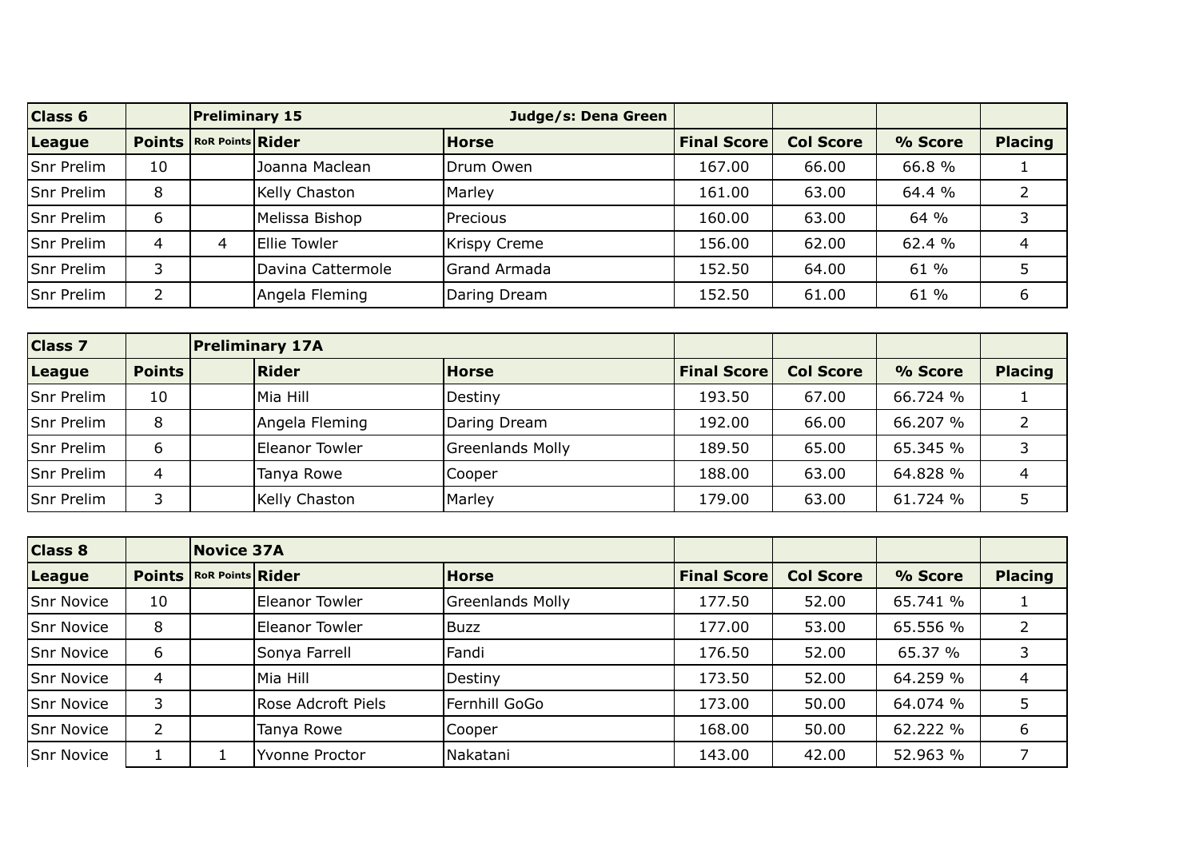| Class 6 | | Preliminary 15 | | Judge/s: Dena Green | | | | |
|---|---|---|---|---|---|---|---|---|
| League | Points | RoR Points | Rider | Horse | Final Score | Col Score | % Score | Placing |
| Snr Prelim | 10 | | Joanna Maclean | Drum Owen | 167.00 | 66.00 | 66.8 % | 1 |
| Snr Prelim | 8 | | Kelly Chaston | Marley | 161.00 | 63.00 | 64.4 % | 2 |
| Snr Prelim | 6 | | Melissa Bishop | Precious | 160.00 | 63.00 | 64 % | 3 |
| Snr Prelim | 4 | 4 | Ellie Towler | Krispy Creme | 156.00 | 62.00 | 62.4 % | 4 |
| Snr Prelim | 3 | | Davina Cattermole | Grand Armada | 152.50 | 64.00 | 61 % | 5 |
| Snr Prelim | 2 | | Angela Fleming | Daring Dream | 152.50 | 61.00 | 61 % | 6 |

| Class 7 | | Preliminary 17A | | | | | | |
|---|---|---|---|---|---|---|---|---|
| League | Points | | Rider | Horse | Final Score | Col Score | % Score | Placing |
| Snr Prelim | 10 | | Mia Hill | Destiny | 193.50 | 67.00 | 66.724 % | 1 |
| Snr Prelim | 8 | | Angela Fleming | Daring Dream | 192.00 | 66.00 | 66.207 % | 2 |
| Snr Prelim | 6 | | Eleanor Towler | Greenlands Molly | 189.50 | 65.00 | 65.345 % | 3 |
| Snr Prelim | 4 | | Tanya Rowe | Cooper | 188.00 | 63.00 | 64.828 % | 4 |
| Snr Prelim | 3 | | Kelly Chaston | Marley | 179.00 | 63.00 | 61.724 % | 5 |

| Class 8 | | Novice 37A | | | | | | |
|---|---|---|---|---|---|---|---|---|
| League | Points | RoR Points | Rider | Horse | Final Score | Col Score | % Score | Placing |
| Snr Novice | 10 | | Eleanor Towler | Greenlands Molly | 177.50 | 52.00 | 65.741 % | 1 |
| Snr Novice | 8 | | Eleanor Towler | Buzz | 177.00 | 53.00 | 65.556 % | 2 |
| Snr Novice | 6 | | Sonya Farrell | Fandi | 176.50 | 52.00 | 65.37 % | 3 |
| Snr Novice | 4 | | Mia Hill | Destiny | 173.50 | 52.00 | 64.259 % | 4 |
| Snr Novice | 3 | | Rose Adcroft Piels | Fernhill GoGo | 173.00 | 50.00 | 64.074 % | 5 |
| Snr Novice | 2 | | Tanya Rowe | Cooper | 168.00 | 50.00 | 62.222 % | 6 |
| Snr Novice | 1 | 1 | Yvonne Proctor | Nakatani | 143.00 | 42.00 | 52.963 % | 7 |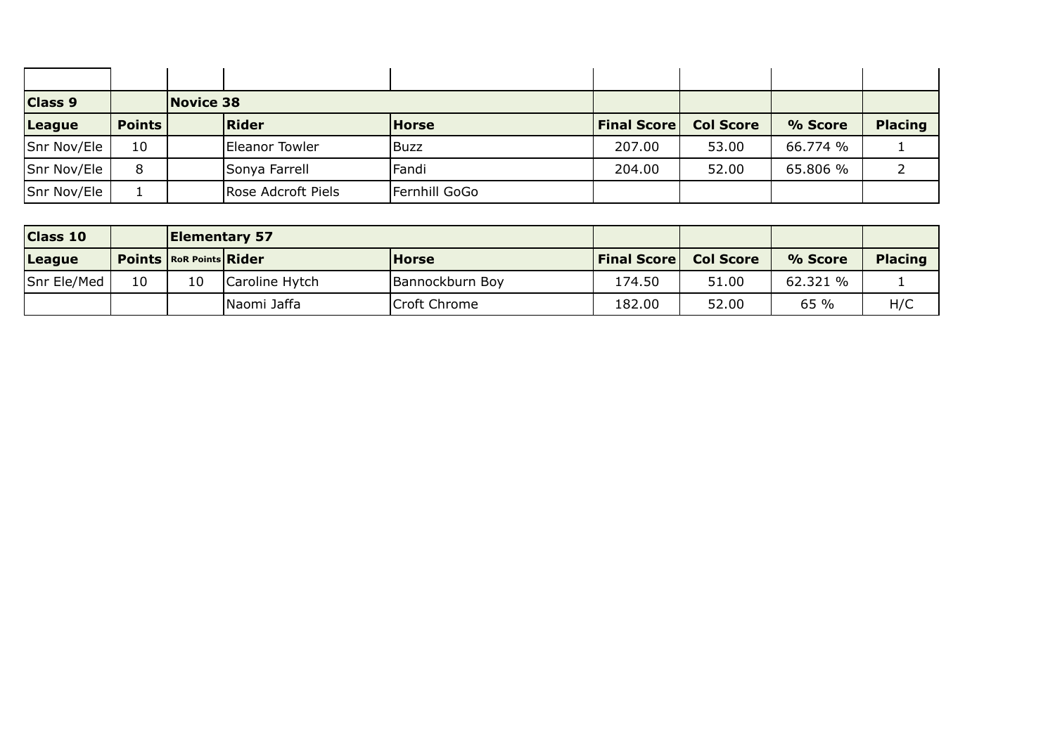| | | | | | | | | |
|---|---|---|---|---|---|---|---|---|
| **Class 9** | | **Novice 38** | | | | | | |
| **League** | **Points** | | **Rider** | **Horse** | **Final Score** | **Col Score** | **% Score** | **Placing** |
| Snr Nov/Ele | 10 | | Eleanor Towler | Buzz | 207.00 | 53.00 | 66.774 % | 1 |
| Snr Nov/Ele | 8 | | Sonya Farrell | Fandi | 204.00 | 52.00 | 65.806 % | 2 |
| Snr Nov/Ele | 1 | | Rose Adcroft Piels | Fernhill GoGo | | | | |

| | | | | | | | | |
|---|---|---|---|---|---|---|---|---|
| **Class 10** | | **Elementary 57** | | | | | | |
| **League** | **Points** | **RoR Points** | **Rider** | **Horse** | **Final Score** | **Col Score** | **% Score** | **Placing** |
| Snr Ele/Med | 10 | 10 | Caroline Hytch | Bannockburn Boy | 174.50 | 51.00 | 62.321 % | 1 |
| | | | Naomi Jaffa | Croft Chrome | 182.00 | 52.00 | 65 % | H/C |